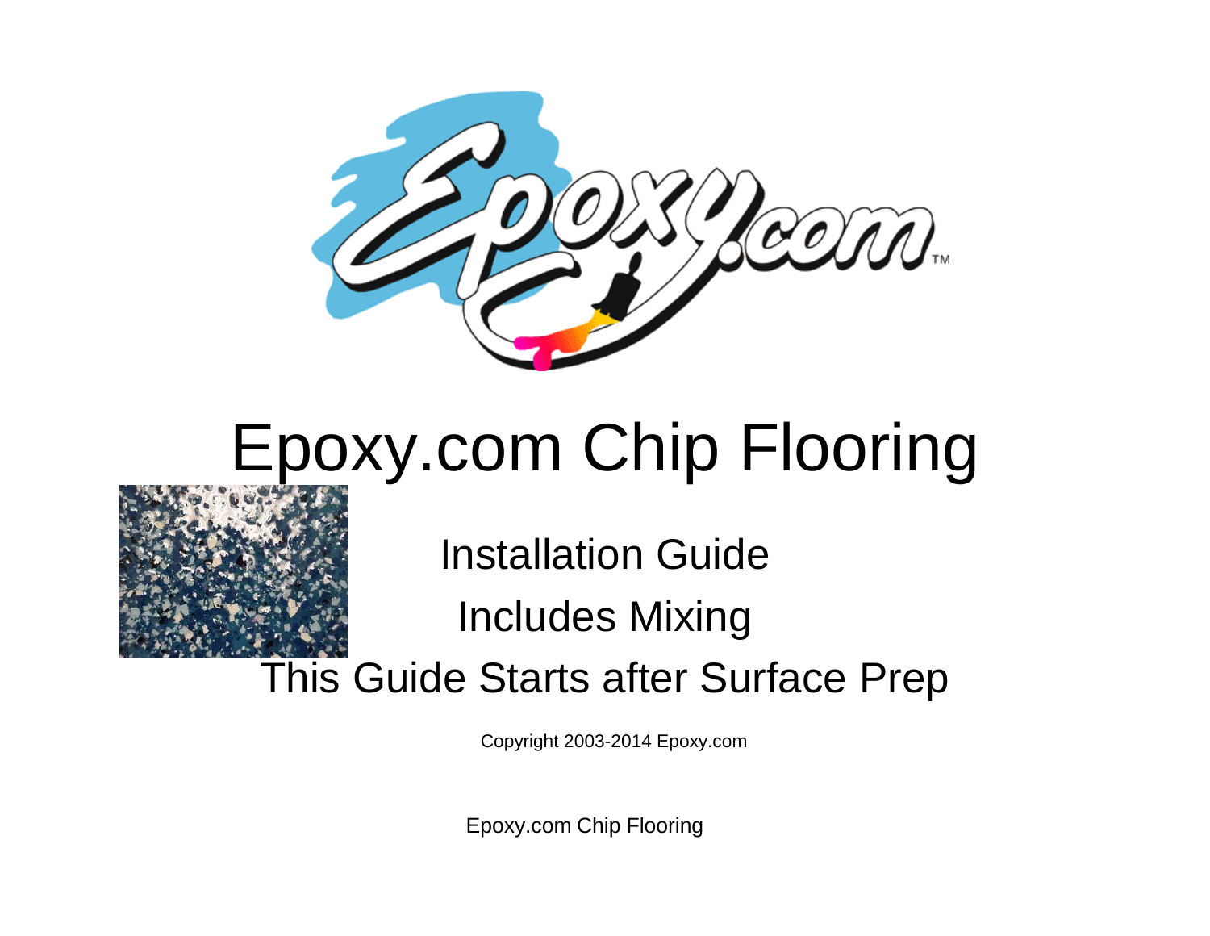# Epoxy.com Chip Flooring

## Installation Guide

## Includes Mixing

## This Guide Starts after Surface Prep

Copyright 2003-2014 Epoxy.com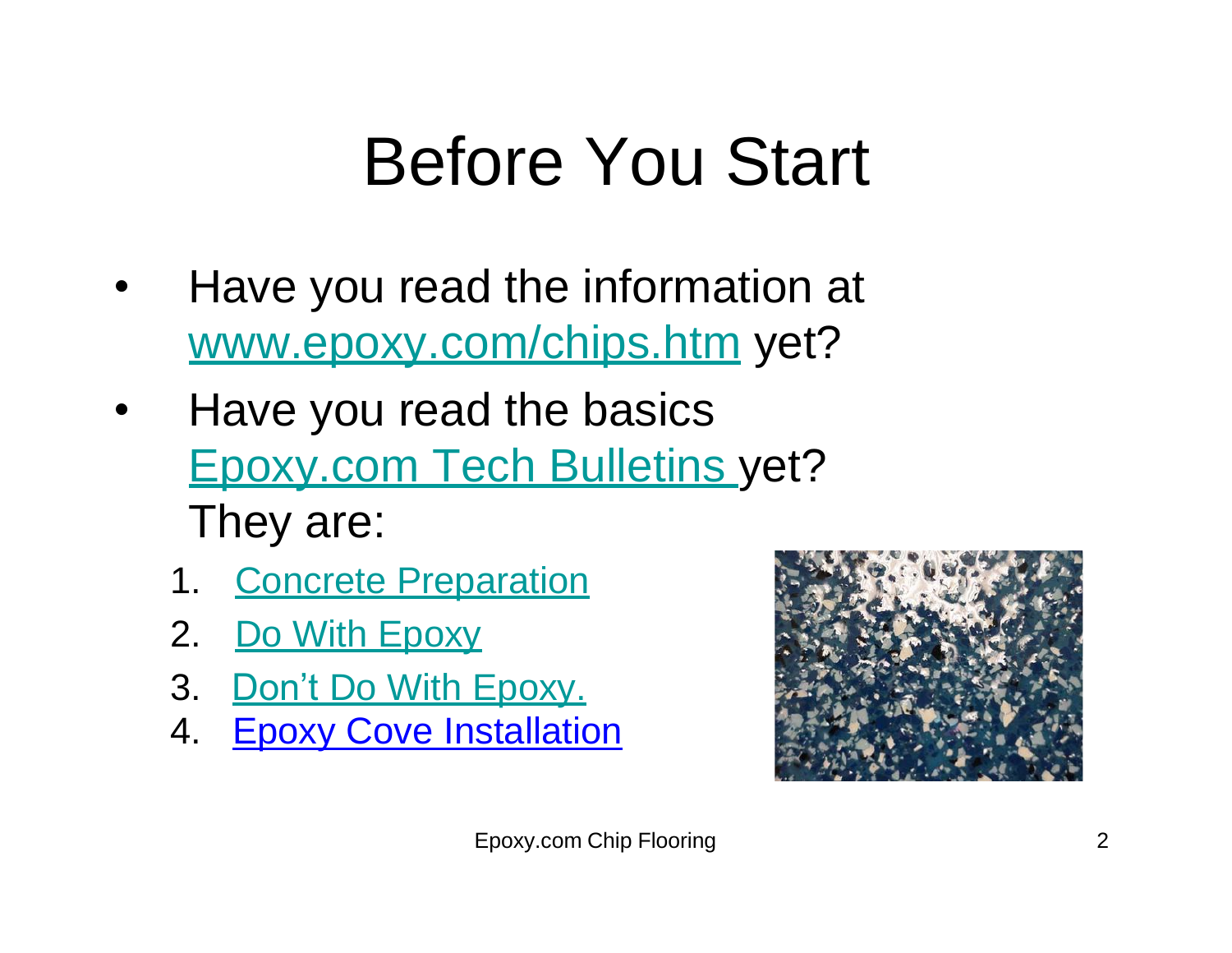# Before You Start

- Have you read the information at www.epoxy.com/chips.htm yet?
- Have you read the basics Epoxy.com Tech Bulletins yet? They are:
  1. Concrete Preparation
  2. Do With Epoxy
  3. Don't Do With Epoxy.
  4. Epoxy Cove Installation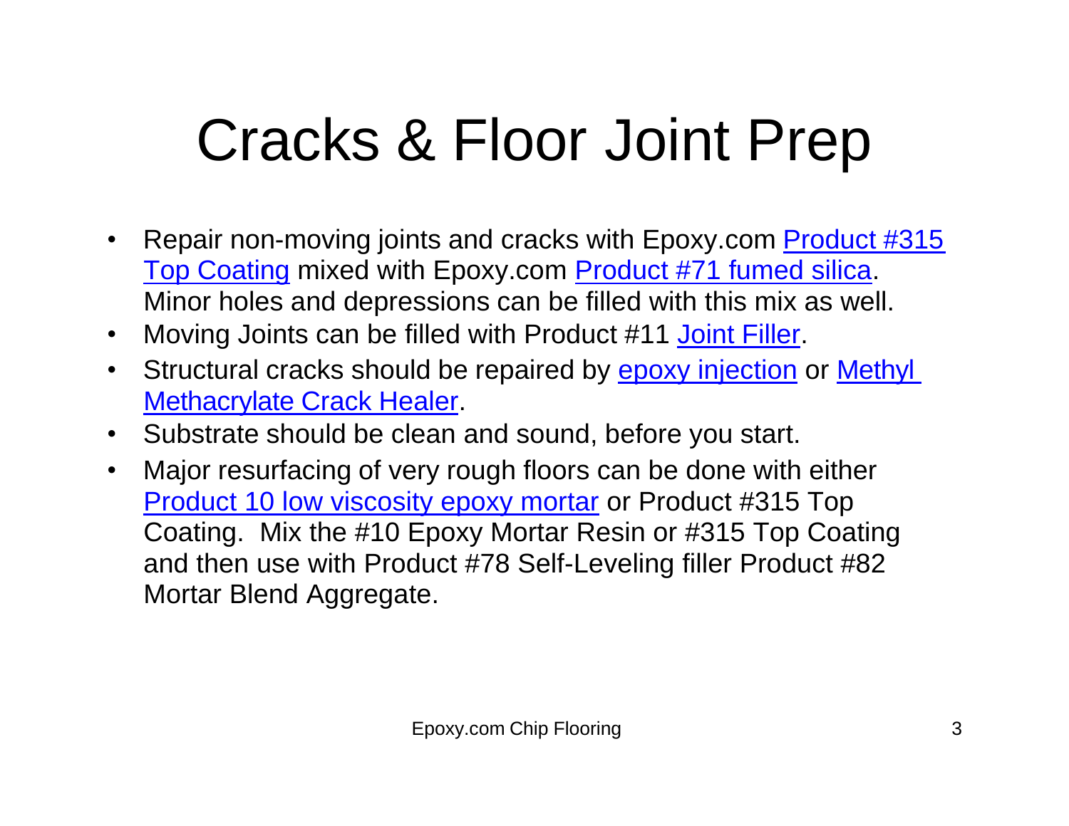# Cracks & Floor Joint Prep

- Repair non-moving joints and cracks with Epoxy.com Product #315 Top Coating mixed with Epoxy.com Product #71 fumed silica. Minor holes and depressions can be filled with this mix as well.
- Moving Joints can be filled with Product #11 Joint Filler.
- Structural cracks should be repaired by epoxy injection or Methyl Methacrylate Crack Healer.
- Substrate should be clean and sound, before you start.
- Major resurfacing of very rough floors can be done with either Product 10 low viscosity epoxy mortar or Product #315 Top Coating. Mix the #10 Epoxy Mortar Resin or #315 Top Coating and then use with Product #78 Self-Leveling filler Product #82 Mortar Blend Aggregate.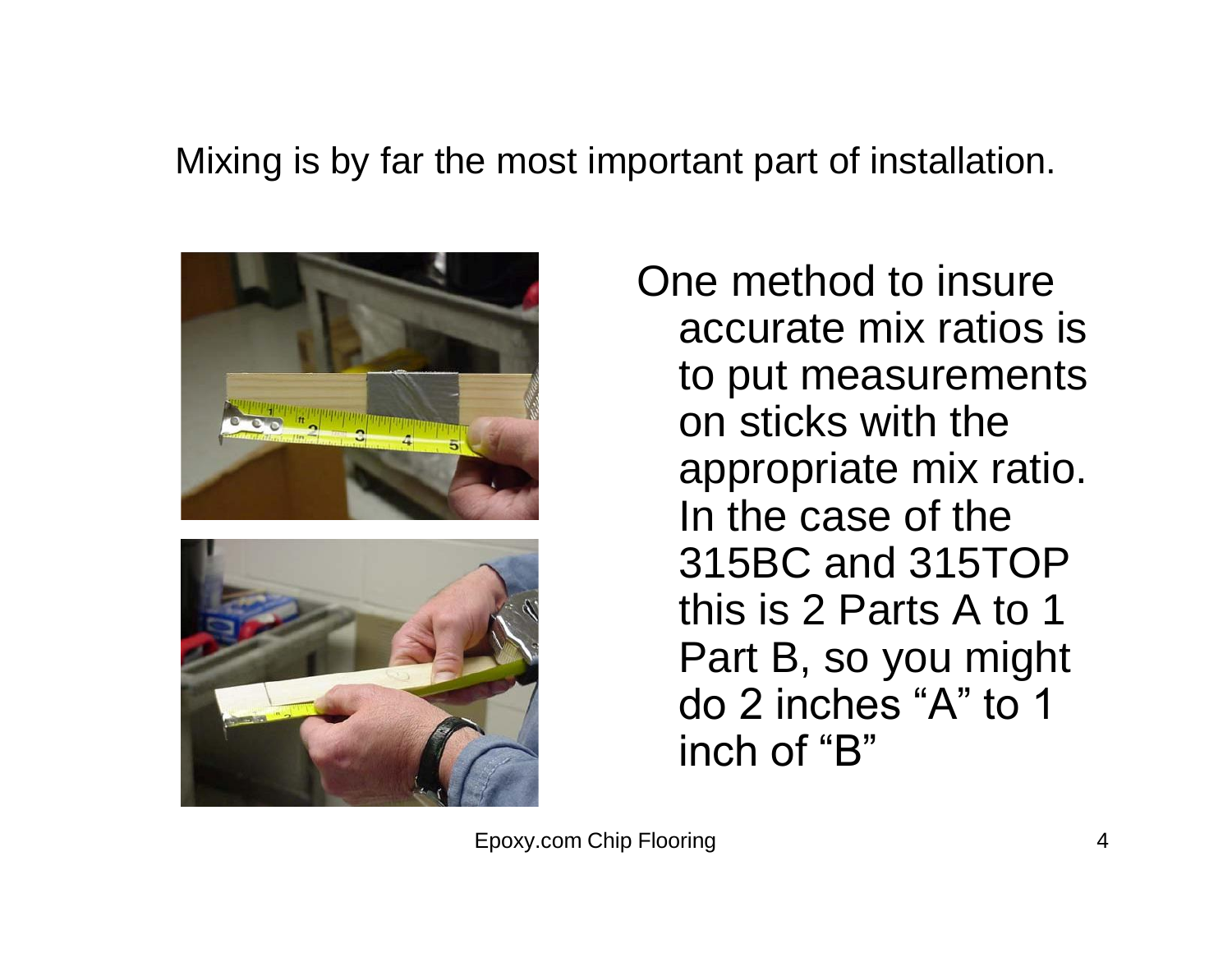Mixing is by far the most important part of installation.

One method to insure accurate mix ratios is to put measurements on sticks with the appropriate mix ratio. In the case of the 315BC and 315TOP this is 2 Parts A to 1 Part B, so you might do 2 inches “A” to 1 inch of “B”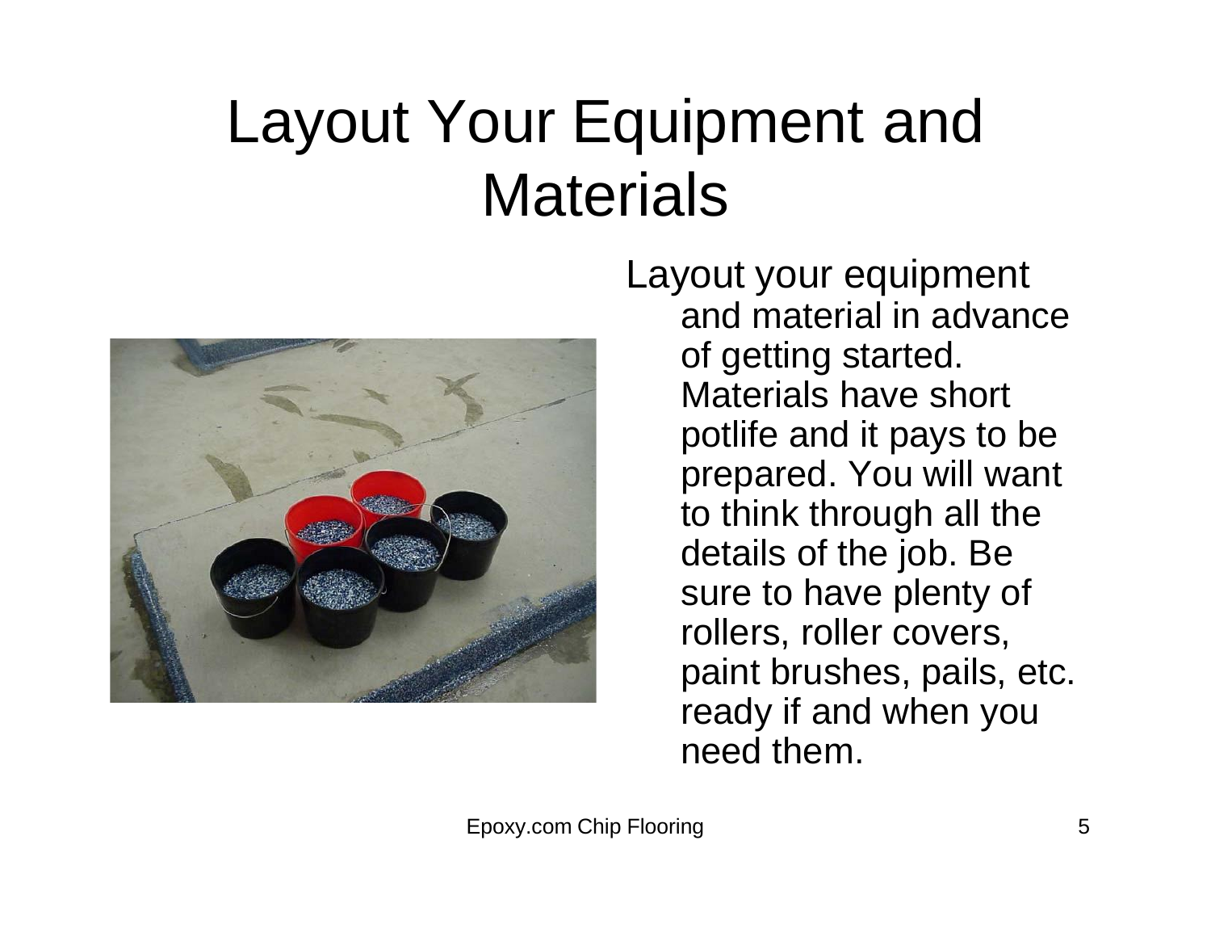# Layout Your Equipment and Materials

Layout your equipment and material in advance of getting started. Materials have short potlife and it pays to be prepared. You will want to think through all the details of the job. Be sure to have plenty of rollers, roller covers, paint brushes, pails, etc. ready if and when you need them.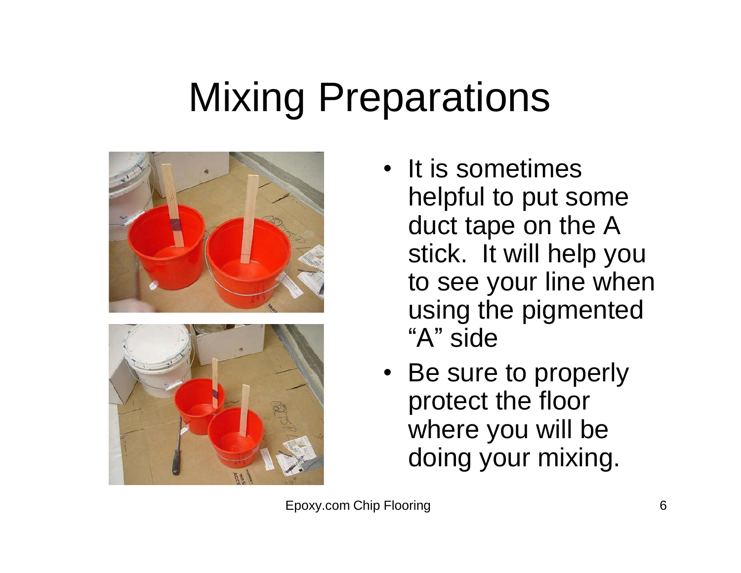# Mixing Preparations

- It is sometimes helpful to put some duct tape on the A stick. It will help you to see your line when using the pigmented "A" side
- Be sure to properly protect the floor where you will be doing your mixing.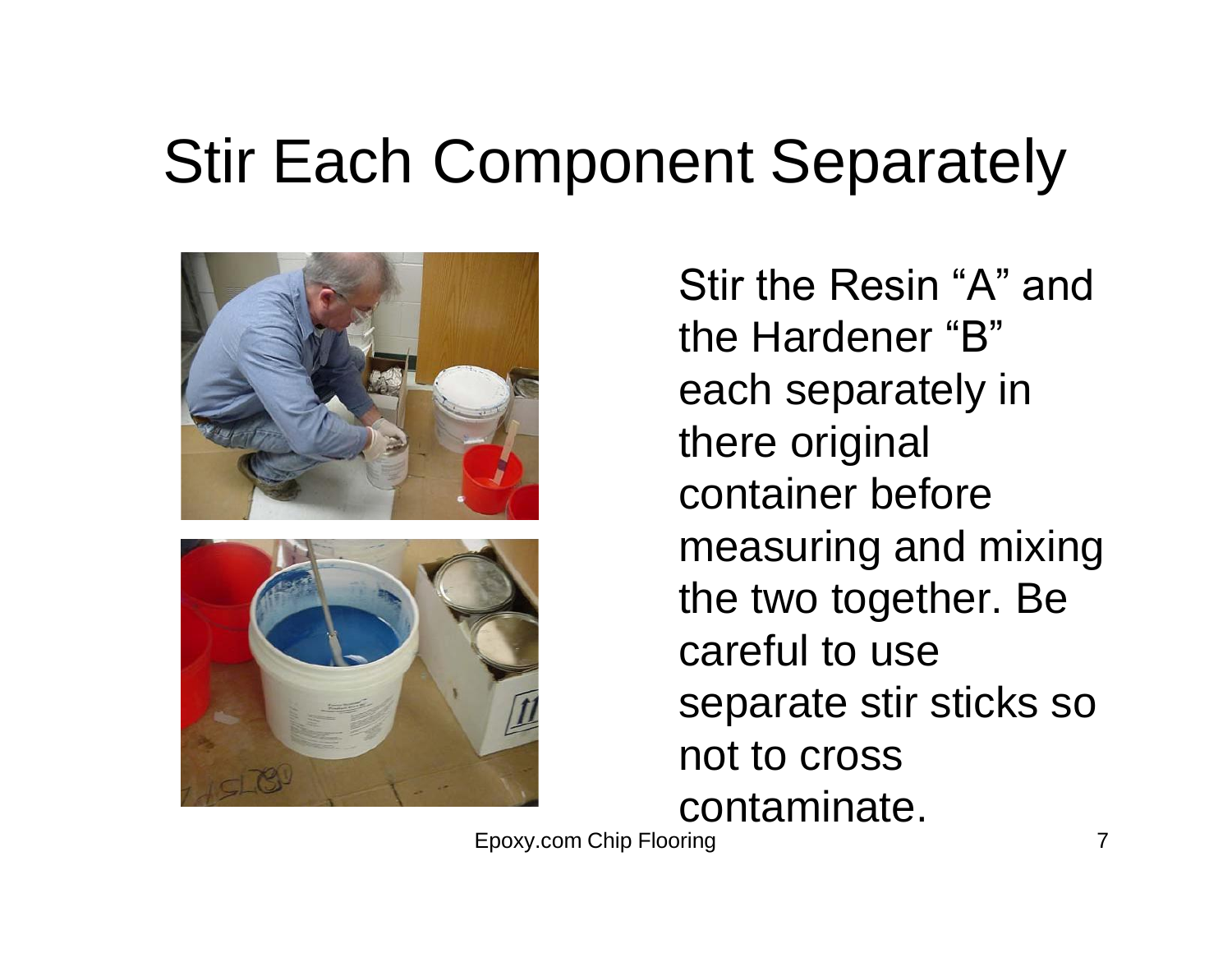# Stir Each Component Separately

Stir the Resin “A” and the Hardener “B” each separately in there original container before measuring and mixing the two together. Be careful to use separate stir sticks so not to cross contaminate.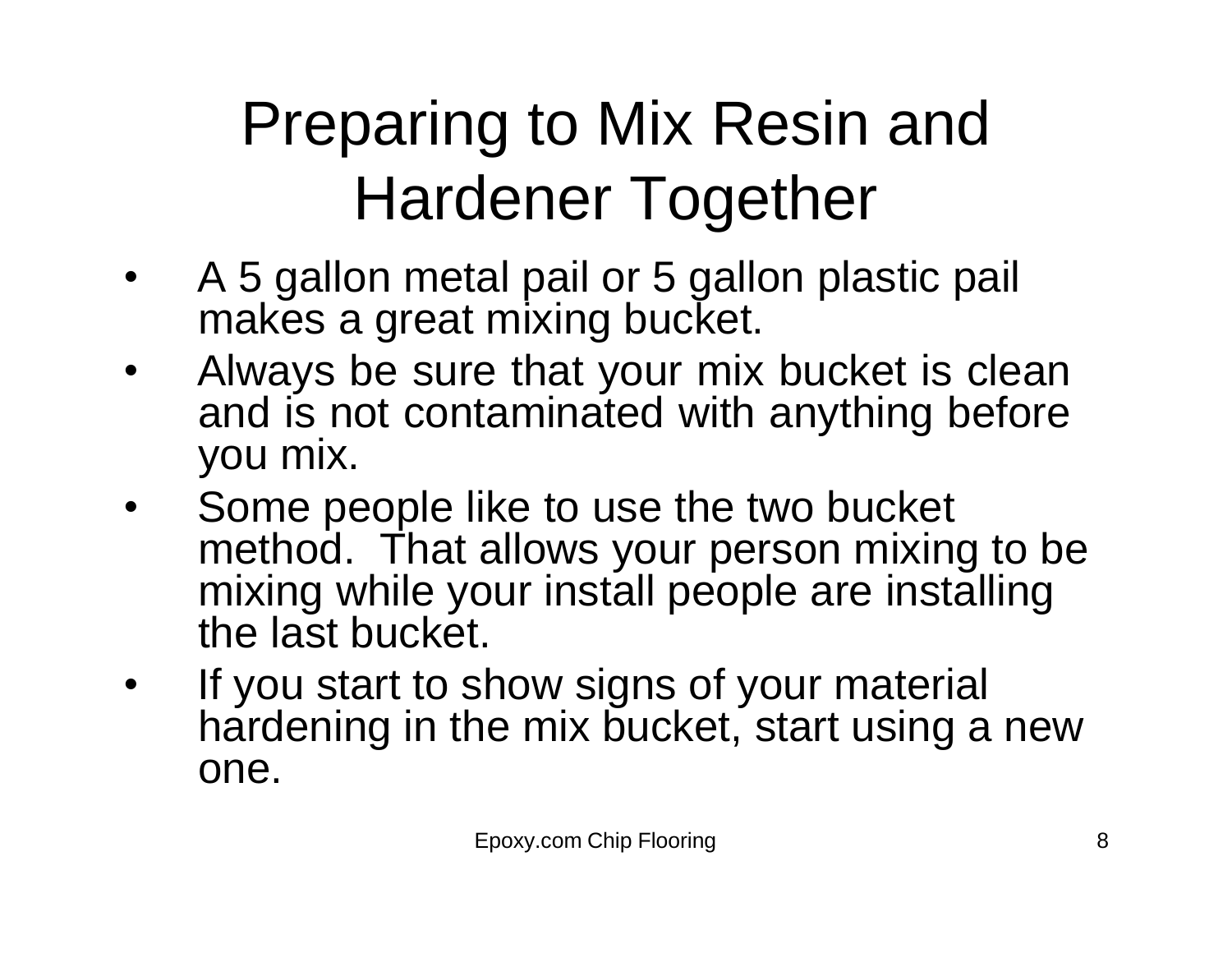# Preparing to Mix Resin and Hardener Together

- A 5 gallon metal pail or 5 gallon plastic pail makes a great mixing bucket.
- Always be sure that your mix bucket is clean and is not contaminated with anything before you mix.
- Some people like to use the two bucket method. That allows your person mixing to be mixing while your install people are installing the last bucket.
- If you start to show signs of your material hardening in the mix bucket, start using a new one.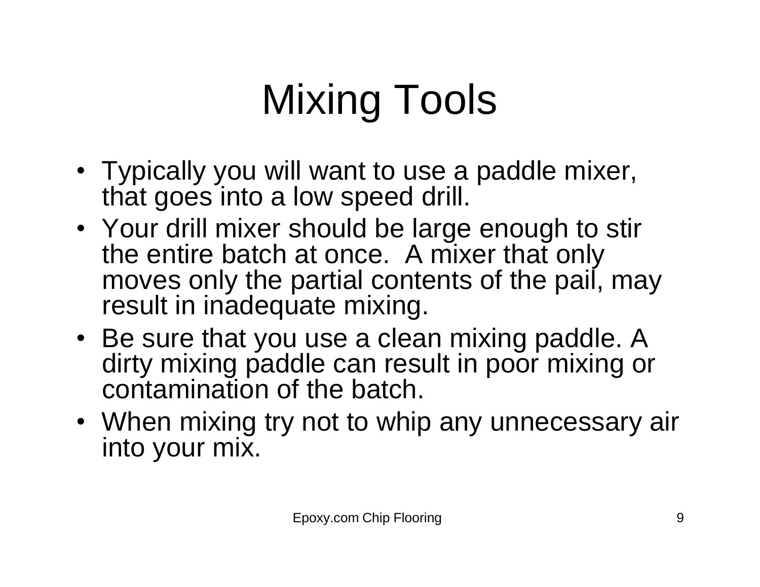# Mixing Tools

- Typically you will want to use a paddle mixer, that goes into a low speed drill.
- Your drill mixer should be large enough to stir the entire batch at once. A mixer that only moves only the partial contents of the pail, may result in inadequate mixing.
- Be sure that you use a clean mixing paddle. A dirty mixing paddle can result in poor mixing or contamination of the batch.
- When mixing try not to whip any unnecessary air into your mix.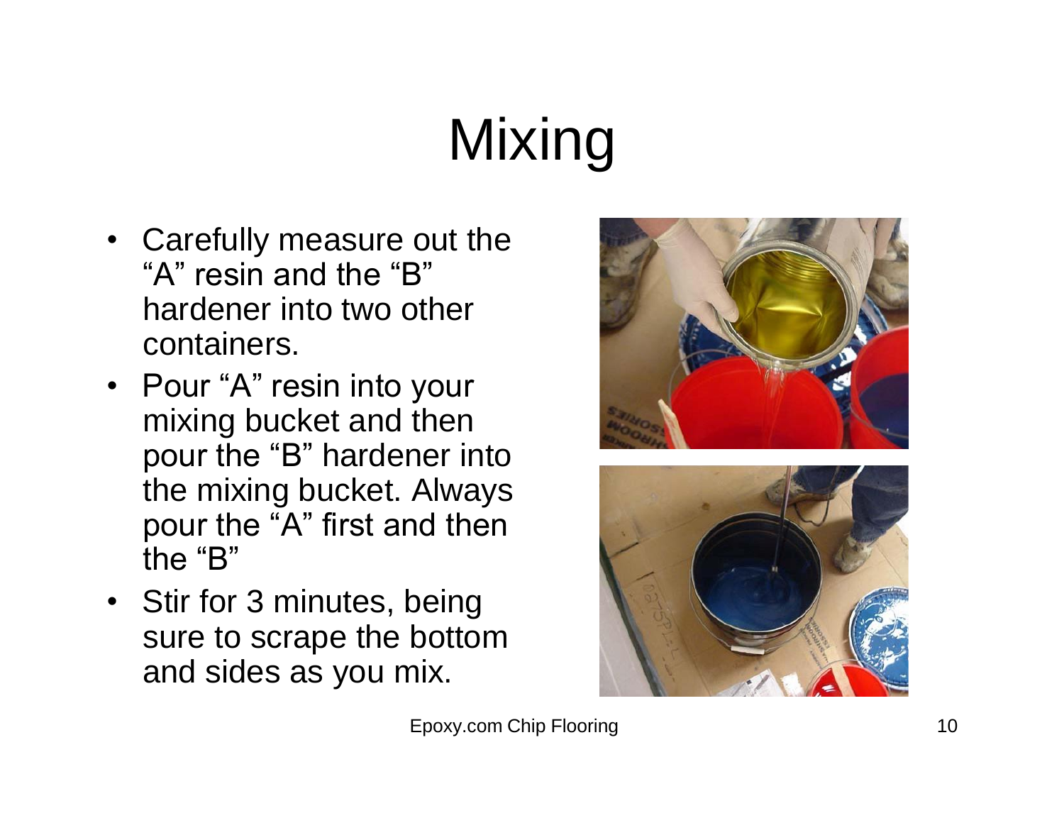# Mixing

- Carefully measure out the "A" resin and the "B" hardener into two other containers.
- Pour "A" resin into your mixing bucket and then pour the "B" hardener into the mixing bucket. Always pour the "A" first and then the "B"
- Stir for 3 minutes, being sure to scrape the bottom and sides as you mix.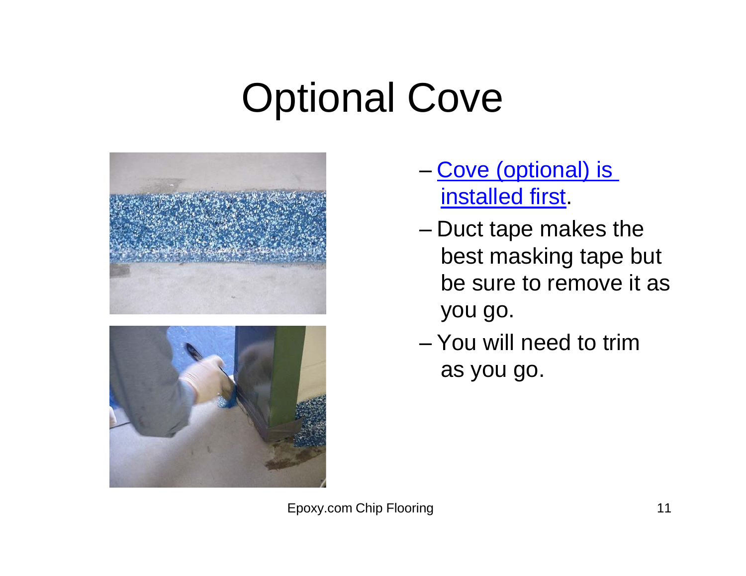# Optional Cove

- Cove (optional) is installed first.
- Duct tape makes the best masking tape but be sure to remove it as you go.
- You will need to trim as you go.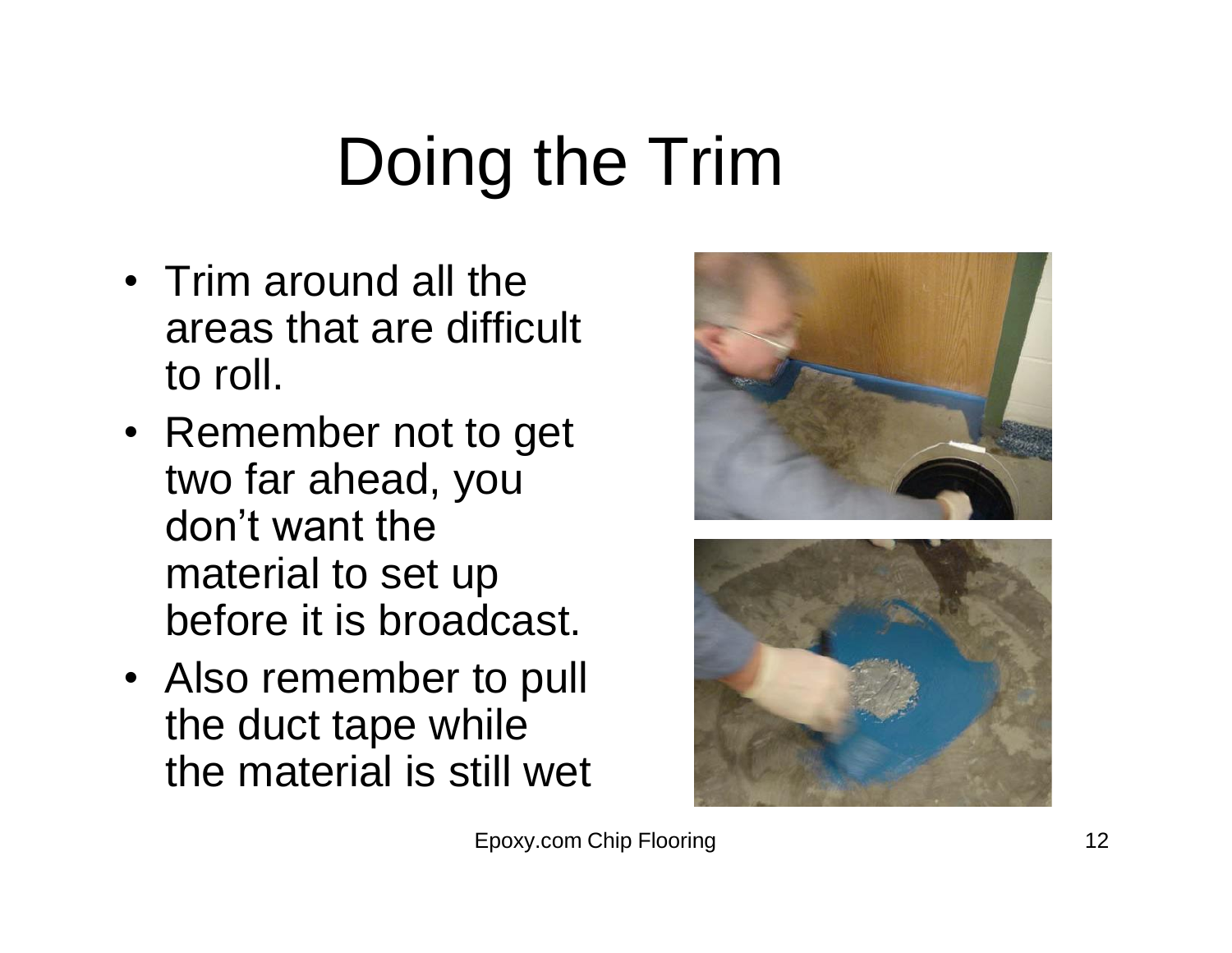# Doing the Trim

- Trim around all the areas that are difficult to roll.
- Remember not to get two far ahead, you don't want the material to set up before it is broadcast.
- Also remember to pull the duct tape while the material is still wet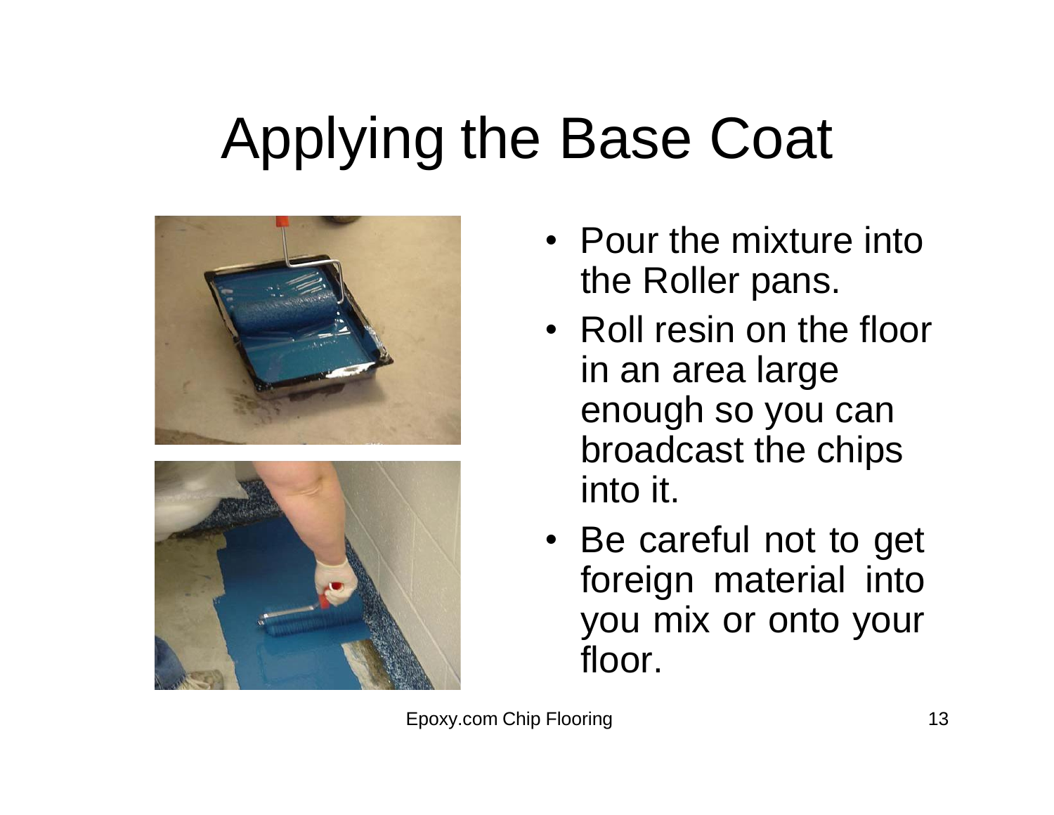# Applying the Base Coat

- Pour the mixture into the Roller pans.
- Roll resin on the floor in an area large enough so you can broadcast the chips into it.
- Be careful not to get foreign material into you mix or onto your floor.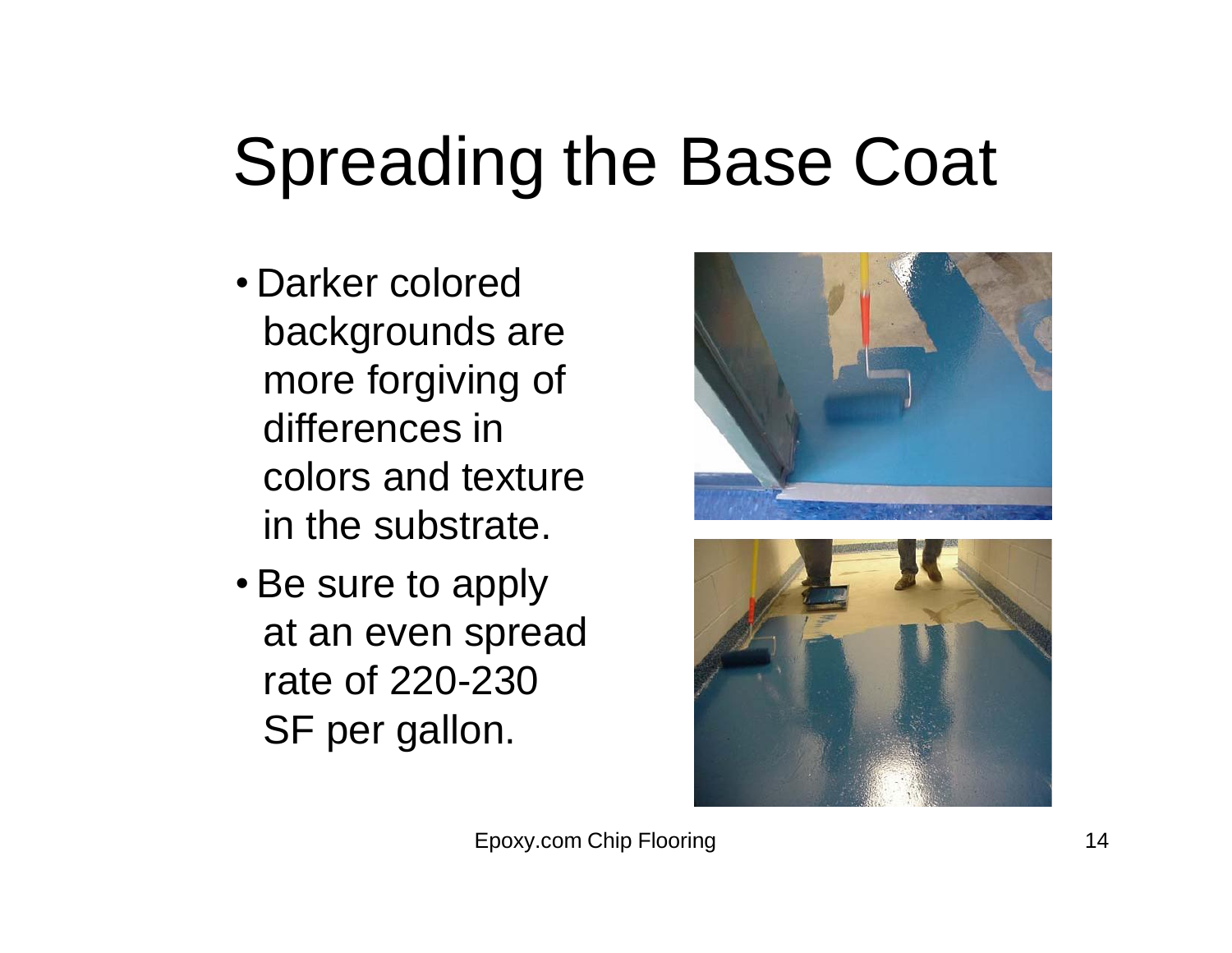# Spreading the Base Coat

- Darker colored backgrounds are more forgiving of differences in colors and texture in the substrate.
- Be sure to apply at an even spread rate of 220-230 SF per gallon.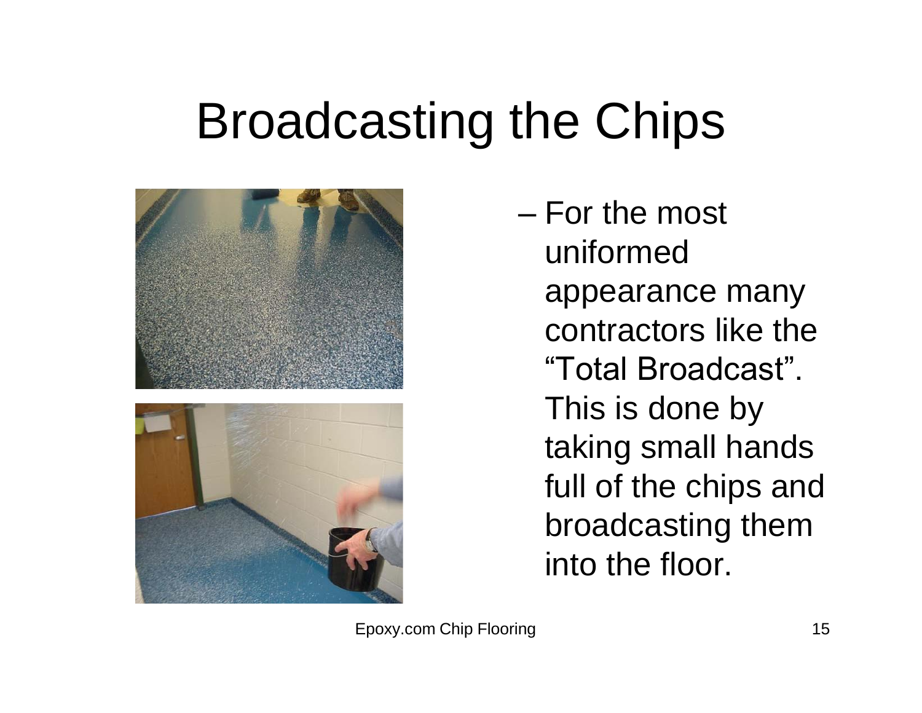# Broadcasting the Chips

– For the most uniformed appearance many contractors like the "Total Broadcast". This is done by taking small hands full of the chips and broadcasting them into the floor.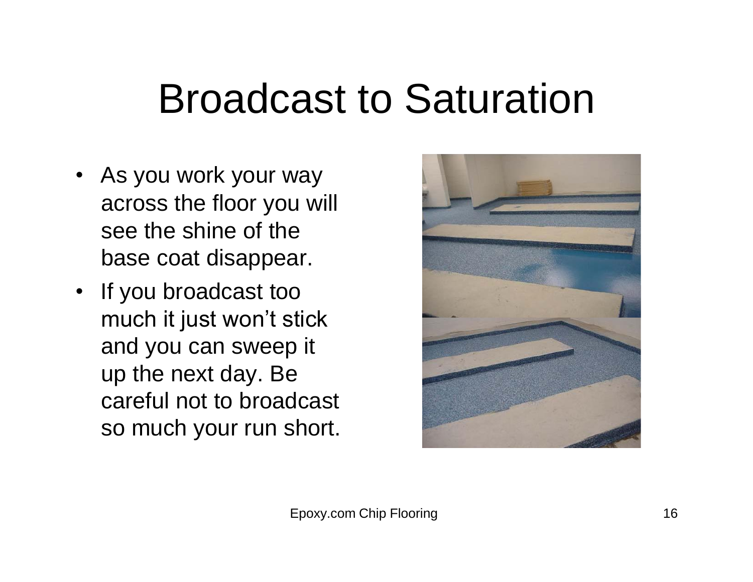# Broadcast to Saturation

- As you work your way across the floor you will see the shine of the base coat disappear.
- If you broadcast too much it just won't stick and you can sweep it up the next day. Be careful not to broadcast so much your run short.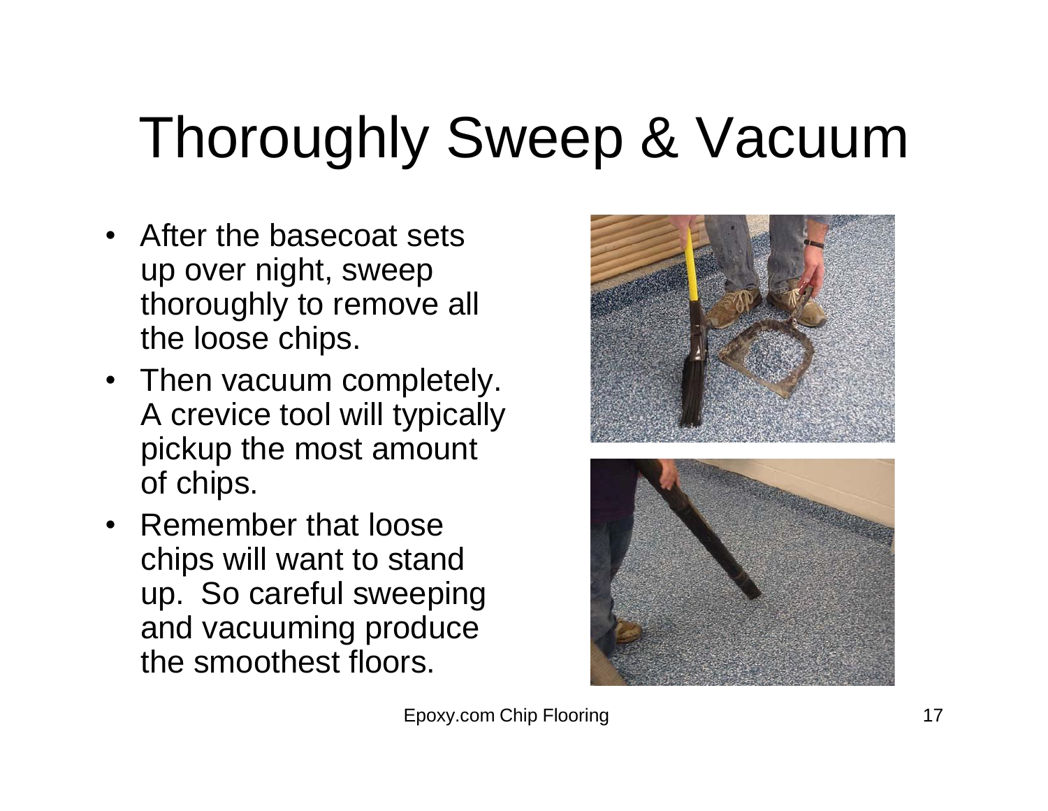# Thoroughly Sweep & Vacuum

- After the basecoat sets up over night, sweep thoroughly to remove all the loose chips.
- Then vacuum completely. A crevice tool will typically pickup the most amount of chips.
- Remember that loose chips will want to stand up. So careful sweeping and vacuuming produce the smoothest floors.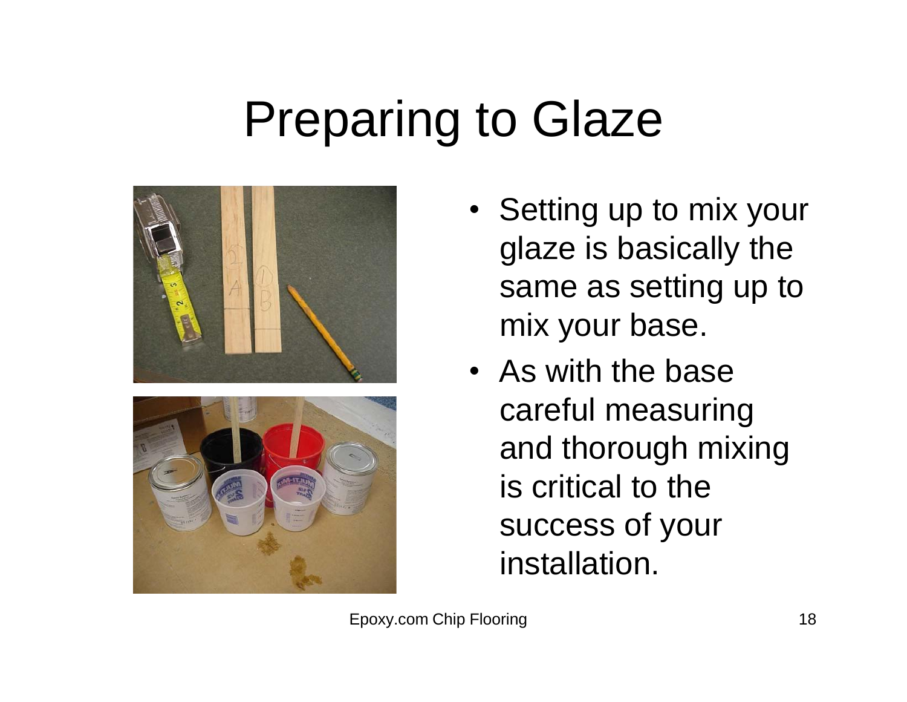# Preparing to Glaze

- Setting up to mix your glaze is basically the same as setting up to mix your base.
- As with the base careful measuring and thorough mixing is critical to the success of your installation.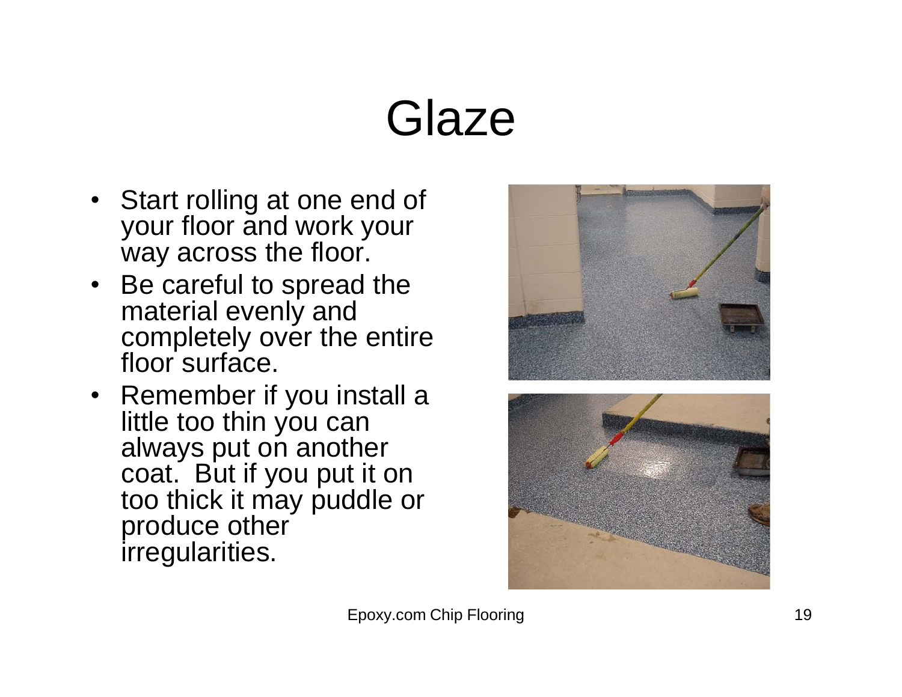# Glaze

- Start rolling at one end of your floor and work your way across the floor.
- Be careful to spread the material evenly and completely over the entire floor surface.
- Remember if you install a little too thin you can always put on another coat. But if you put it on too thick it may puddle or produce other irregularities.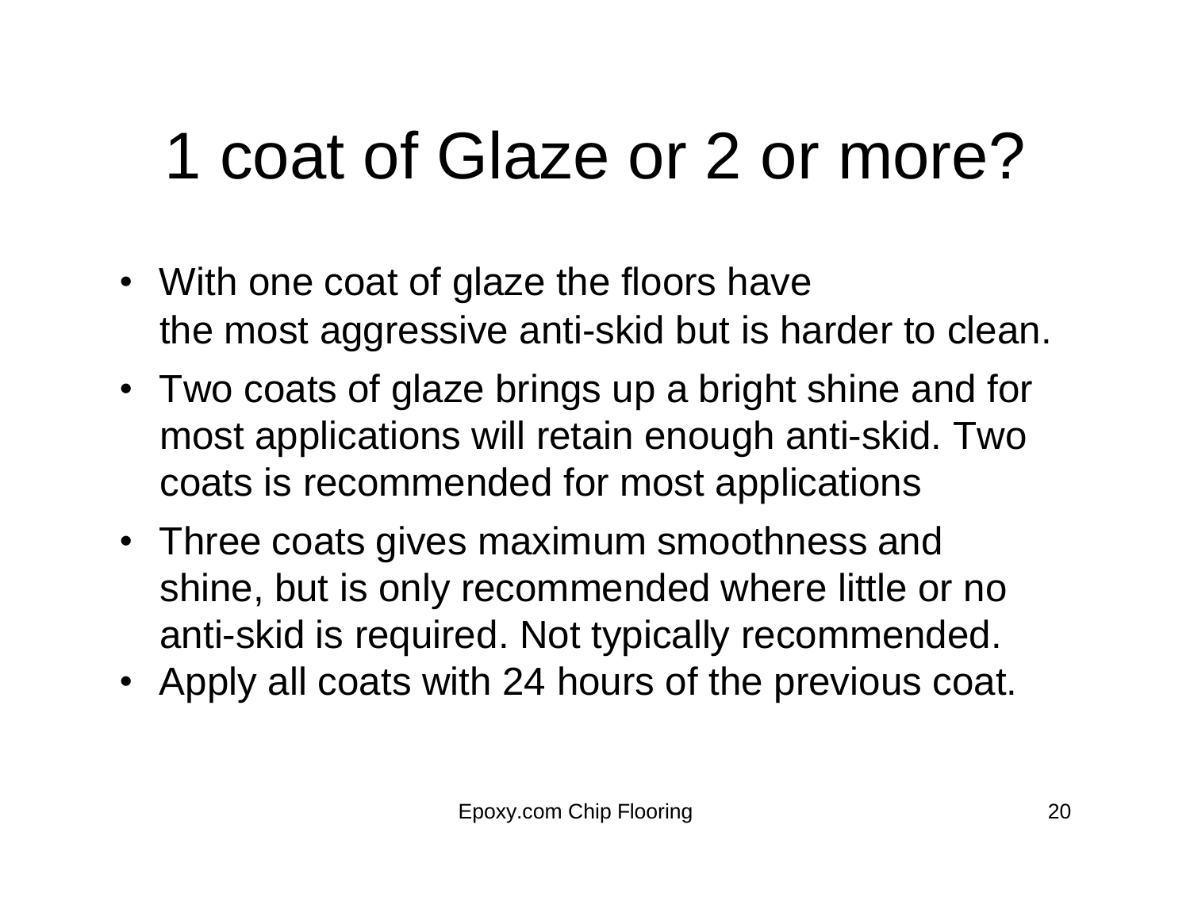# 1 coat of Glaze or 2 or more?

- With one coat of glaze the floors have the most aggressive anti-skid but is harder to clean.
- Two coats of glaze brings up a bright shine and for most applications will retain enough anti-skid. Two coats is recommended for most applications
- Three coats gives maximum smoothness and shine, but is only recommended where little or no anti-skid is required. Not typically recommended.
- Apply all coats with 24 hours of the previous coat.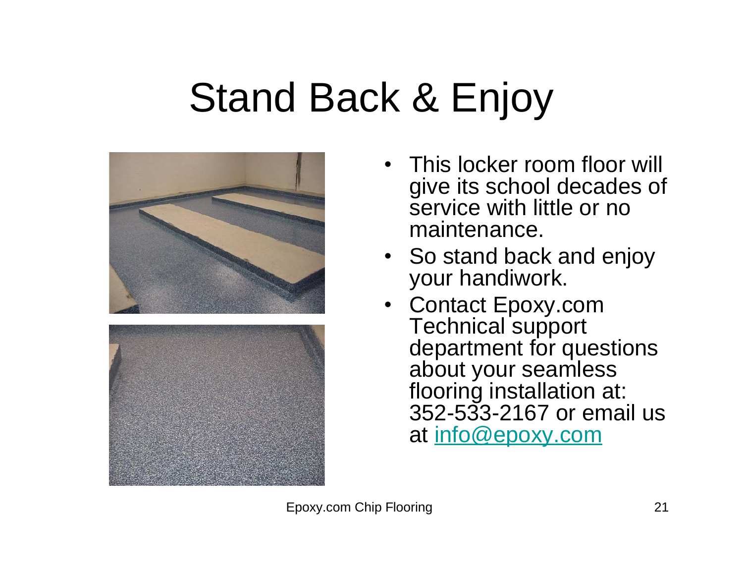# Stand Back & Enjoy

- This locker room floor will give its school decades of service with little or no maintenance.
- So stand back and enjoy your handiwork.
- Contact Epoxy.com Technical support department for questions about your seamless flooring installation at: 352-533-2167 or email us at info@epoxy.com